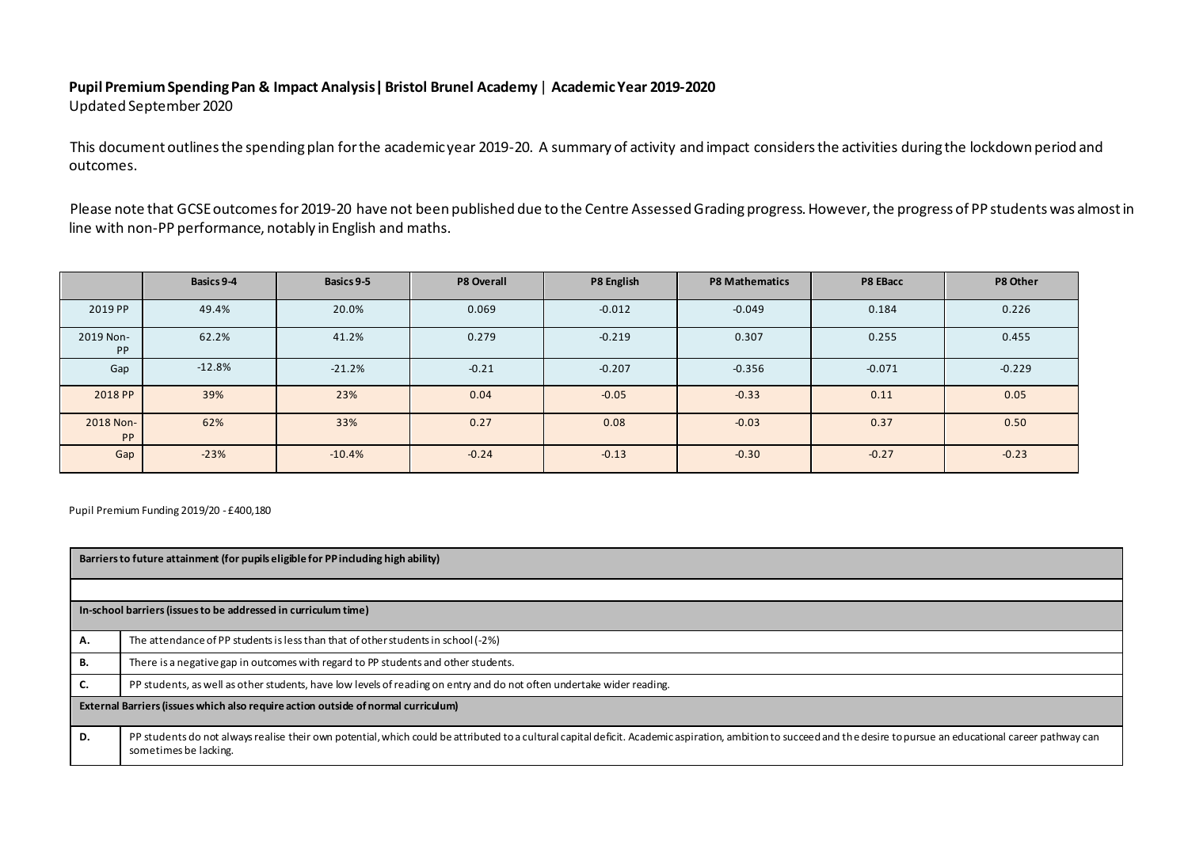**Pupil Premium Spending Pan & Impact Analysis | Bristol Brunel Academy | Academic Year 2019-2020**
Updated September 2020

This document outlines the spending plan for the academic year 2019-20. A summary of activity and impact considers the activities during the lockdown period and outcomes.

Please note that GCSE outcomes for 2019-20 have not been published due to the Centre Assessed Grading progress. However, the progress of PP students was almost in line with non-PP performance, notably in English and maths.

| | Basics 9-4 | Basics 9-5 | P8 Overall | P8 English | P8 Mathematics | P8 EBacc | P8 Other |
|---|---|---|---|---|---|---|---|
| 2019 PP | 49.4% | 20.0% | 0.069 | -0.012 | -0.049 | 0.184 | 0.226 |
| 2019 Non-PP | 62.2% | 41.2% | 0.279 | -0.219 | 0.307 | 0.255 | 0.455 |
| Gap | -12.8% | -21.2% | -0.21 | -0.207 | -0.356 | -0.071 | -0.229 |
| 2018 PP | 39% | 23% | 0.04 | -0.05 | -0.33 | 0.11 | 0.05 |
| 2018 Non-PP | 62% | 33% | 0.27 | 0.08 | -0.03 | 0.37 | 0.50 |
| Gap | -23% | -10.4% | -0.24 | -0.13 | -0.30 | -0.27 | -0.23 |

Pupil Premium Funding 2019/20 - £400,180

| **Barriers to future attainment (for pupils eligible for PP including high ability)** | |
|---|---|
| | |
| **In-school barriers (issues to be addressed in curriculum time)** | |
| **A.** | The attendance of PP students is less than that of other students in school (-2%) |
| **B.** | There is a negative gap in outcomes with regard to PP students and other students. |
| **C.** | PP students, as well as other students, have low levels of reading on entry and do not often undertake wider reading. |
| **External Barriers (issues which also require action outside of normal curriculum)** | |
| **D.** | PP students do not always realise their own potential, which could be attributed to a cultural capital deficit. Academic aspiration, ambition to succeed and the desire to pursue an educational career pathway can sometimes be lacking. |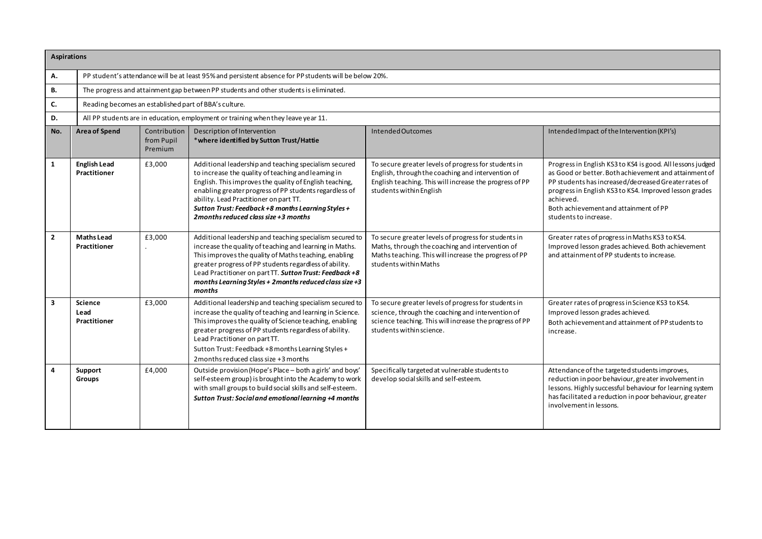| Aspirations | | | | | |
|---|---|---|---|---|---|
| **A.** | PP student's attendance will be at least 95% and persistent absence for PP students will be below 20%. | | | | |
| **B.** | The progress and attainment gap between PP students and other students is eliminated. | | | | |
| **C.** | Reading becomes an established part of BBA's culture. | | | | |
| **D.** | All PP students are in education, employment or training when they leave year 11. | | | | |
| **No.** | **Area of Spend** | Contribution from Pupil Premium | Description of Intervention<br>***where identified by Sutton Trust/Hattie** | Intended Outcomes | Intended Impact of the Intervention (KPI's) |
| **1** | **English Lead Practitioner** | £3,000 | Additional leadership and teaching specialism secured to increase the quality of teaching and learning in English. This improves the quality of English teaching, enabling greater progress of PP students regardless of ability. Lead Practitioner on part TT.<br>***Sutton Trust: Feedback +8 months Learning Styles + 2months reduced class size +3 months*** | To secure greater levels of progress for students in English, through the coaching and intervention of English teaching. This will increase the progress of PP students within English | Progress in English KS3 to KS4 is good. All lessons judged as Good or better. Both achievement and attainment of PP students has increased/decreased Greater rates of progress in English KS3 to KS4. Improved lesson grades achieved.<br>Both achievement and attainment of PP students to increase. |
| **2** | **Maths Lead Practitioner** | £3,000<br>. | Additional leadership and teaching specialism secured to increase the quality of teaching and learning in Maths. This improves the quality of Maths teaching, enabling greater progress of PP students regardless of ability. Lead Practitioner on part TT. ***Sutton Trust: Feedback +8 months Learning Styles + 2months reduced class size +3 months*** | To secure greater levels of progress for students in Maths, through the coaching and intervention of Maths teaching. This will increase the progress of PP students within Maths | Greater rates of progress in Maths KS3 to KS4. Improved lesson grades achieved. Both achievement and attainment of PP students to increase. |
| **3** | **Science Lead Practitioner** | £3,000 | Additional leadership and teaching specialism secured to increase the quality of teaching and learning in Science. This improves the quality of Science teaching, enabling greater progress of PP students regardless of ability. Lead Practitioner on part TT.<br>Sutton Trust: Feedback +8 months Learning Styles + 2months reduced class size +3 months | To secure greater levels of progress for students in science, through the coaching and intervention of science teaching. This will increase the progress of PP students within science. | Greater rates of progress in Science KS3 to KS4.<br>Improved lesson grades achieved.<br>Both achievement and attainment of PP students to increase. |
| **4** | **Support Groups** | £4,000 | Outside provision (Hope's Place – both a girls' and boys' self-esteem group) is brought into the Academy to work with small groups to build social skills and self-esteem.<br>***Sutton Trust: Social and emotional learning +4 months*** | Specifically targeted at vulnerable students to develop social skills and self-esteem. | Attendance of the targeted students improves, reduction in poor behaviour, greater involvement in lessons. Highly successful behaviour for learning system has facilitated a reduction in poor behaviour, greater involvement in lessons. |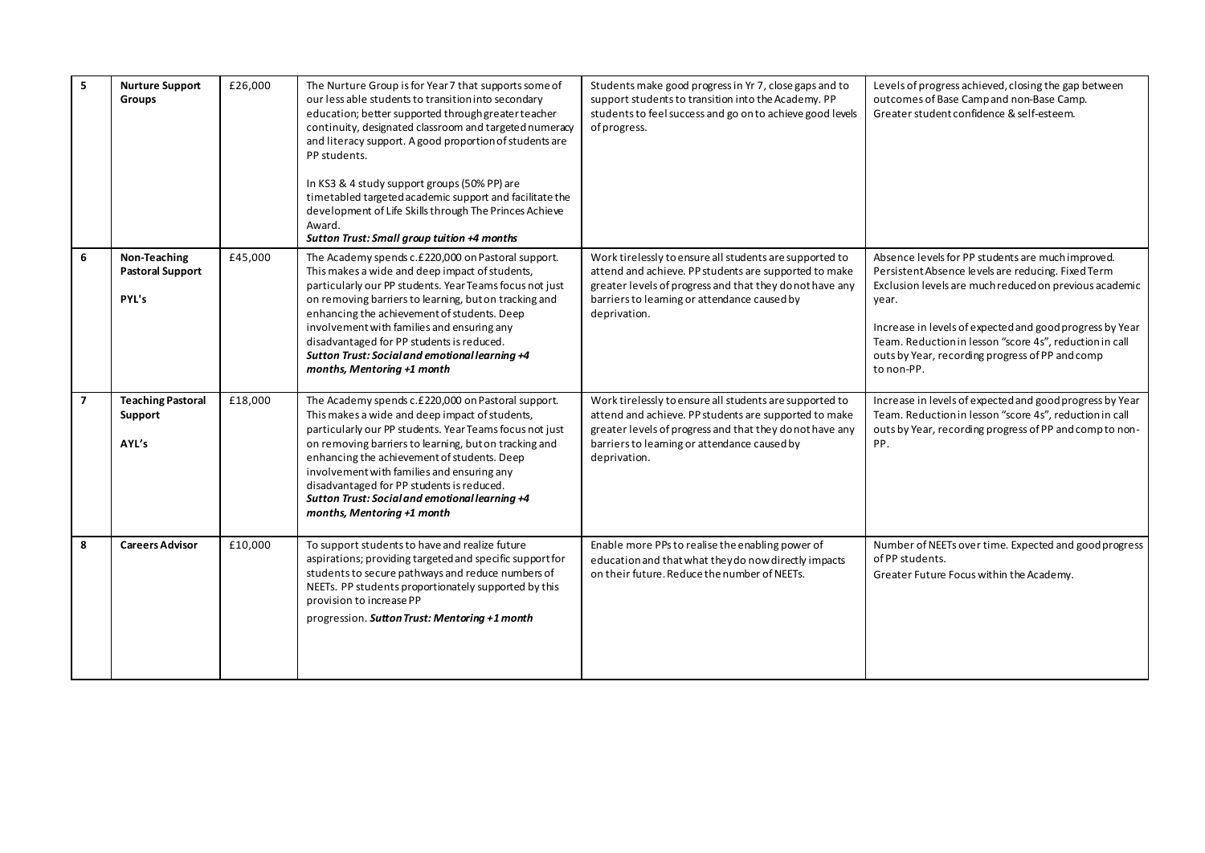| 5 | **Nurture Support Groups** | £26,000 | The Nurture Group is for Year 7 that supports some of our less able students to transition into secondary education; better supported through greater teacher continuity, designated classroom and targeted numeracy and literacy support. A good proportion of students are PP students.<br><br>In KS3 & 4 study support groups (50% PP) are timetabled targeted academic support and facilitate the development of Life Skills through The Princes Achieve Award.<br>***Sutton Trust: Small group tuition +4 months*** | Students make good progress in Yr 7, close gaps and to support students to transition into the Academy. PP students to feel success and go on to achieve good levels of progress. | Levels of progress achieved, closing the gap between outcomes of Base Camp and non-Base Camp.<br>Greater student confidence & self-esteem. |
|---|---|---|---|---|---|
| 6 | **Non-Teaching Pastoral Support**<br><br>**PYL's** | £45,000 | The Academy spends c.£220,000 on Pastoral support. This makes a wide and deep impact of students, particularly our PP students. Year Teams focus not just on removing barriers to learning, but on tracking and enhancing the achievement of students. Deep involvement with families and ensuring any disadvantaged for PP students is reduced.<br>***Sutton Trust: Social and emotional learning +4 months, Mentoring +1 month*** | Work tirelessly to ensure all students are supported to attend and achieve. PP students are supported to make greater levels of progress and that they do not have any barriers to learning or attendance caused by deprivation. | Absence levels for PP students are much improved. Persistent Absence levels are reducing. Fixed Term Exclusion levels are much reduced on previous academic year.<br><br>Increase in levels of expected and good progress by Year Team. Reduction in lesson "score 4s", reduction in call outs by Year, recording progress of PP and comp to non-PP. |
| 7 | **Teaching Pastoral Support**<br><br>**AYL's** | £18,000 | The Academy spends c.£220,000 on Pastoral support. This makes a wide and deep impact of students, particularly our PP students. Year Teams focus not just on removing barriers to learning, but on tracking and enhancing the achievement of students. Deep involvement with families and ensuring any disadvantaged for PP students is reduced.<br>***Sutton Trust: Social and emotional learning +4 months, Mentoring +1 month*** | Work tirelessly to ensure all students are supported to attend and achieve. PP students are supported to make greater levels of progress and that they do not have any barriers to learning or attendance caused by deprivation. | Increase in levels of expected and good progress by Year Team. Reduction in lesson "score 4s", reduction in call outs by Year, recording progress of PP and comp to non-PP. |
| 8 | **Careers Advisor** | £10,000 | To support students to have and realize future aspirations; providing targeted and specific support for students to secure pathways and reduce numbers of NEETs. PP students proportionately supported by this provision to increase PP progression. ***Sutton Trust: Mentoring +1 month*** | Enable more PPs to realise the enabling power of education and that what they do now directly impacts on their future. Reduce the number of NEETs. | Number of NEETs over time. Expected and good progress of PP students.<br>Greater Future Focus within the Academy. |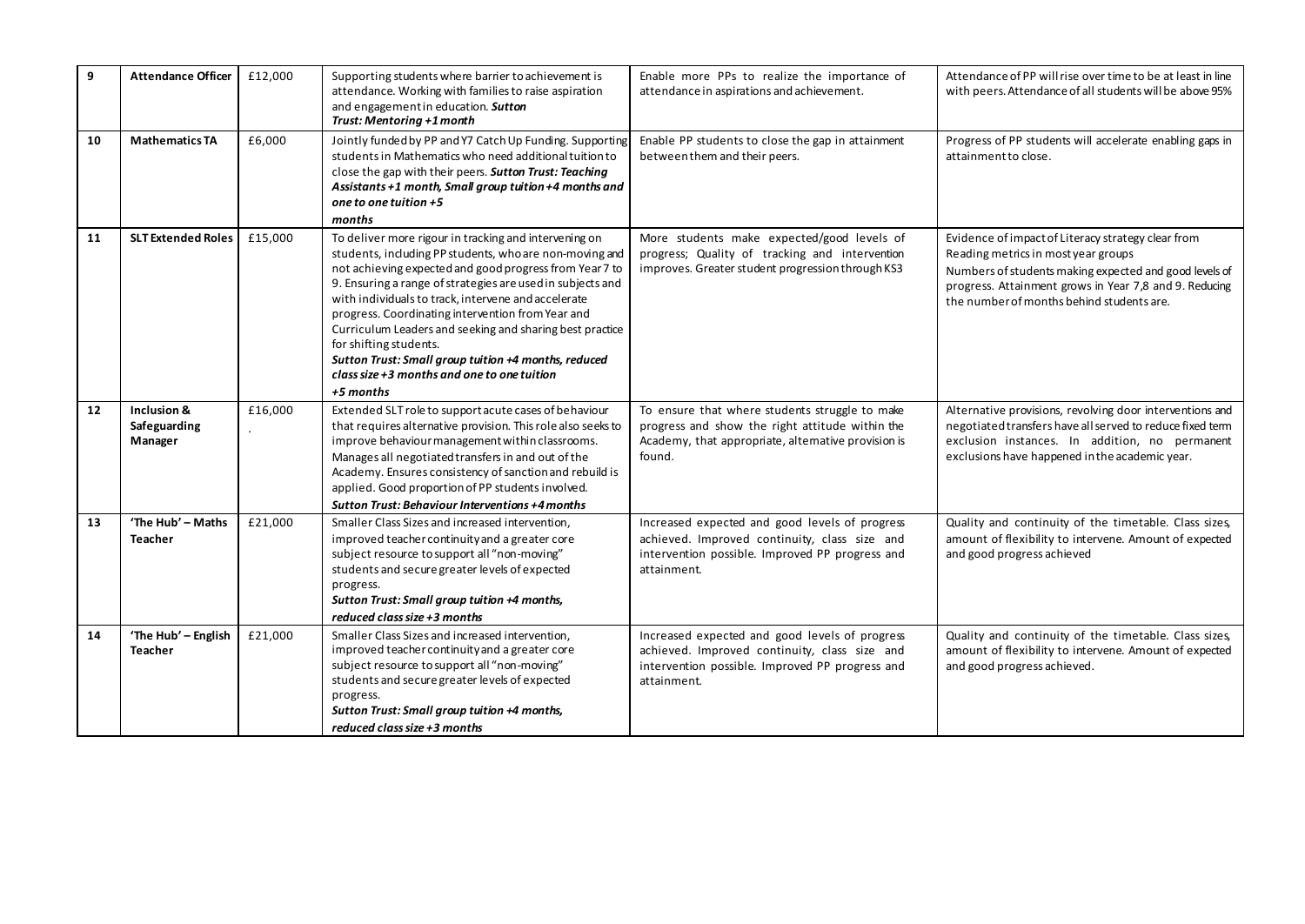| 9 | **Attendance Officer** | £12,000 | Supporting students where barrier to achievement is attendance. Working with families to raise aspiration and engagement in education. ***Sutton Trust: Mentoring +1 month*** | Enable more PPs to realize the importance of attendance in aspirations and achievement. | Attendance of PP will rise over time to be at least in line with peers. Attendance of all students will be above 95% |
|---|---|---|---|---|---|
| **10** | **Mathematics TA** | £6,000 | Jointly funded by PP and Y7 Catch Up Funding. Supporting students in Mathematics who need additional tuition to close the gap with their peers. ***Sutton Trust: Teaching Assistants +1 month, Small group tuition +4 months and one to one tuition +5 months*** | Enable PP students to close the gap in attainment between them and their peers. | Progress of PP students will accelerate enabling gaps in attainment to close. |
| **11** | **SLT Extended Roles** | £15,000 | To deliver more rigour in tracking and intervening on students, including PP students, who are non-moving and not achieving expected and good progress from Year 7 to 9. Ensuring a range of strategies are used in subjects and with individuals to track, intervene and accelerate progress. Coordinating intervention from Year and Curriculum Leaders and seeking and sharing best practice for shifting students. ***Sutton Trust: Small group tuition +4 months, reduced class size +3 months and one to one tuition +5 months*** | More students make expected/good levels of progress; Quality of tracking and intervention improves. Greater student progression through KS3 | Evidence of impact of Literacy strategy clear from Reading metrics in most year groups<br>Numbers of students making expected and good levels of progress. Attainment grows in Year 7,8 and 9. Reducing the number of months behind students are. |
| **12** | **Inclusion & Safeguarding Manager** | £16,000<br>. | Extended SLT role to support acute cases of behaviour that requires alternative provision. This role also seeks to improve behaviour management within classrooms. Manages all negotiated transfers in and out of the Academy. Ensures consistency of sanction and rebuild is applied. Good proportion of PP students involved. ***Sutton Trust: Behaviour Interventions +4 months*** | To ensure that where students struggle to make progress and show the right attitude within the Academy, that appropriate, alternative provision is found. | Alternative provisions, revolving door interventions and negotiated transfers have all served to reduce fixed term exclusion instances. In addition, no permanent exclusions have happened in the academic year. |
| **13** | **'The Hub' – Maths Teacher** | £21,000 | Smaller Class Sizes and increased intervention, improved teacher continuity and a greater core subject resource to support all "non-moving" students and secure greater levels of expected progress. ***Sutton Trust: Small group tuition +4 months, reduced class size +3 months*** | Increased expected and good levels of progress achieved. Improved continuity, class size and intervention possible. Improved PP progress and attainment. | Quality and continuity of the timetable. Class sizes, amount of flexibility to intervene. Amount of expected and good progress achieved |
| **14** | **'The Hub' – English Teacher** | £21,000 | Smaller Class Sizes and increased intervention, improved teacher continuity and a greater core subject resource to support all "non-moving" students and secure greater levels of expected progress. ***Sutton Trust: Small group tuition +4 months, reduced class size +3 months*** | Increased expected and good levels of progress achieved. Improved continuity, class size and intervention possible. Improved PP progress and attainment. | Quality and continuity of the timetable. Class sizes, amount of flexibility to intervene. Amount of expected and good progress achieved. |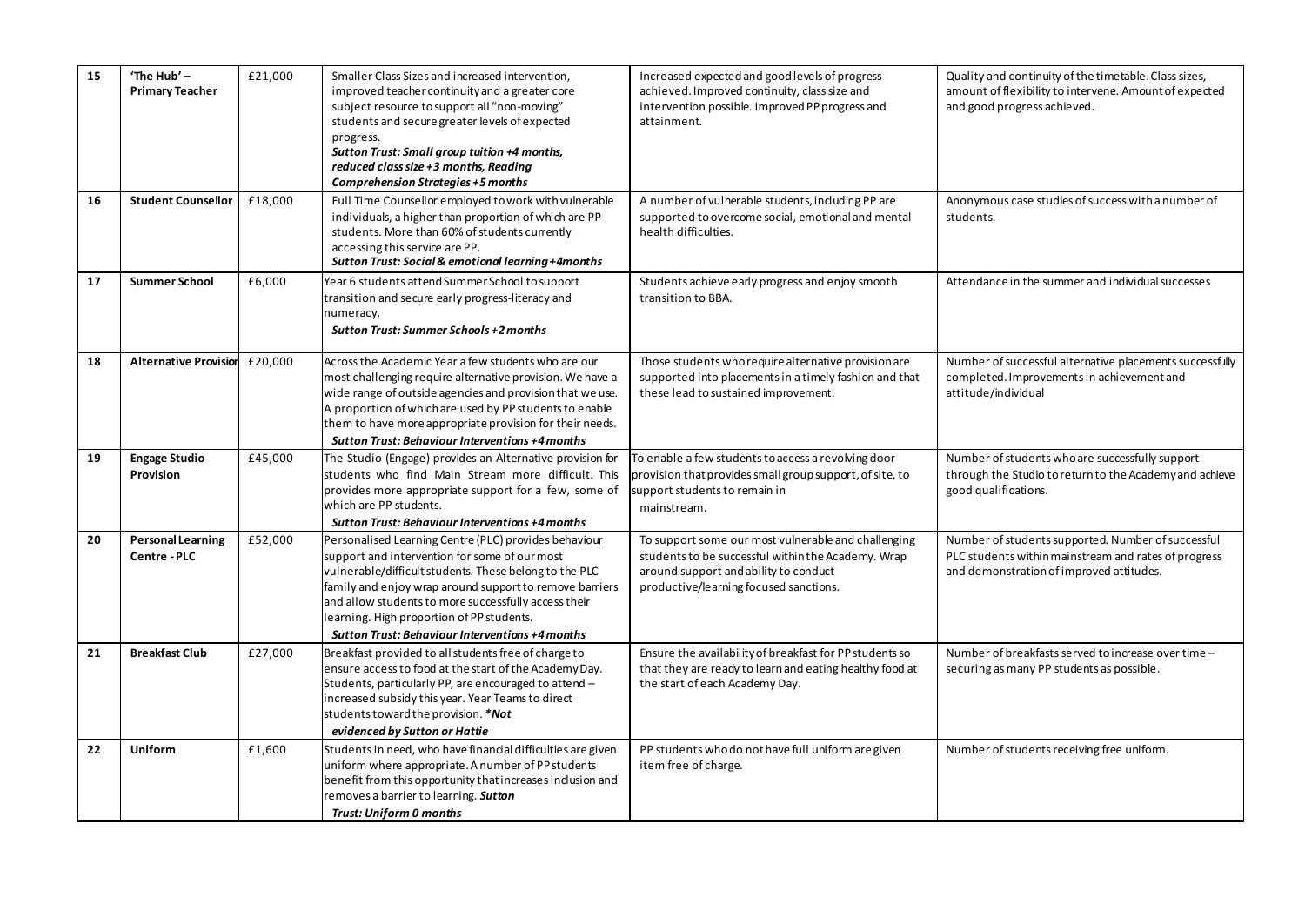| 15 | 'The Hub' – Primary Teacher | £21,000 | Smaller Class Sizes and increased intervention, improved teacher continuity and a greater core subject resource to support all "non-moving" students and secure greater levels of expected progress. ***Sutton Trust: Small group tuition +4 months, reduced class size +3 months, Reading Comprehension Strategies +5 months*** | Increased expected and good levels of progress achieved. Improved continuity, class size and intervention possible. Improved PP progress and attainment. | Quality and continuity of the timetable. Class sizes, amount of flexibility to intervene. Amount of expected and good progress achieved. |
|---|---|---|---|---|---|
| 16 | Student Counsellor | £18,000 | Full Time Counsellor employed to work with vulnerable individuals, a higher than proportion of which are PP students. More than 60% of students currently accessing this service are PP. ***Sutton Trust: Social & emotional learning +4months*** | A number of vulnerable students, including PP are supported to overcome social, emotional and mental health difficulties. | Anonymous case studies of success with a number of students. |
| 17 | Summer School | £6,000 | Year 6 students attend Summer School to support transition and secure early progress-literacy and numeracy. ***Sutton Trust: Summer Schools +2 months*** | Students achieve early progress and enjoy smooth transition to BBA. | Attendance in the summer and individual successes |
| 18 | Alternative Provision | £20,000 | Across the Academic Year a few students who are our most challenging require alternative provision. We have a wide range of outside agencies and provision that we use. A proportion of which are used by PP students to enable them to have more appropriate provision for their needs. ***Sutton Trust: Behaviour Interventions +4 months*** | Those students who require alternative provision are supported into placements in a timely fashion and that these lead to sustained improvement. | Number of successful alternative placements successfully completed. Improvements in achievement and attitude/individual |
| 19 | Engage Studio Provision | £45,000 | The Studio (Engage) provides an Alternative provision for students who find Main Stream more difficult. This provides more appropriate support for a few, some of which are PP students. ***Sutton Trust: Behaviour Interventions +4 months*** | To enable a few students to access a revolving door provision that provides small group support, of site, to support students to remain in mainstream. | Number of students who are successfully support through the Studio to return to the Academy and achieve good qualifications. |
| 20 | Personal Learning Centre - PLC | £52,000 | Personalised Learning Centre (PLC) provides behaviour support and intervention for some of our most vulnerable/difficult students. These belong to the PLC family and enjoy wrap around support to remove barriers and allow students to more successfully access their learning. High proportion of PP students. ***Sutton Trust: Behaviour Interventions +4 months*** | To support some our most vulnerable and challenging students to be successful within the Academy. Wrap around support and ability to conduct productive/learning focused sanctions. | Number of students supported. Number of successful PLC students within mainstream and rates of progress and demonstration of improved attitudes. |
| 21 | Breakfast Club | £27,000 | Breakfast provided to all students free of charge to ensure access to food at the start of the Academy Day. Students, particularly PP, are encouraged to attend – increased subsidy this year. Year Teams to direct students toward the provision. ***\*Not evidenced by Sutton or Hattie*** | Ensure the availability of breakfast for PP students so that they are ready to learn and eating healthy food at the start of each Academy Day. | Number of breakfasts served to increase over time – securing as many PP students as possible. |
| 22 | Uniform | £1,600 | Students in need, who have financial difficulties are given uniform where appropriate. A number of PP students benefit from this opportunity that increases inclusion and removes a barrier to learning. ***Sutton Trust: Uniform 0 months*** | PP students who do not have full uniform are given item free of charge. | Number of students receiving free uniform. |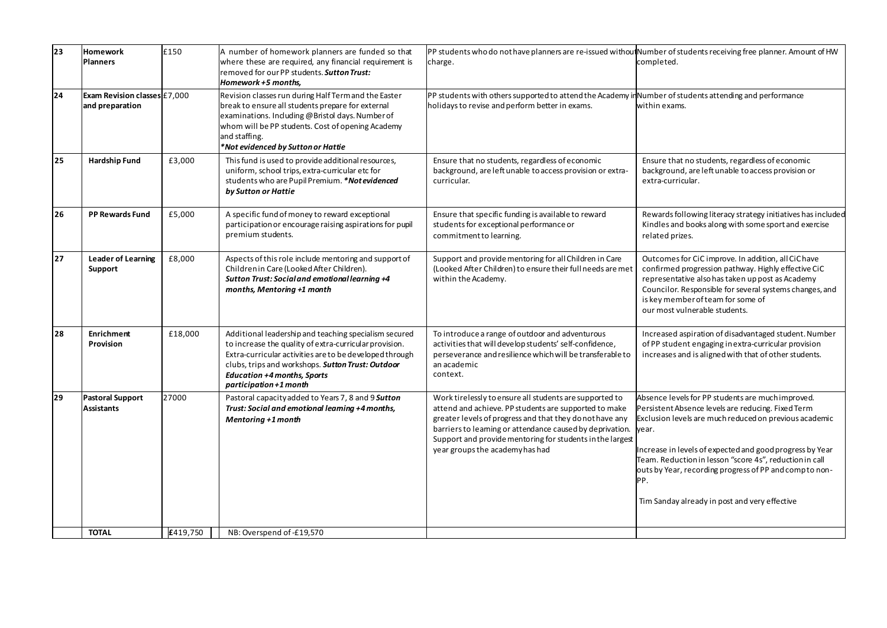| | | | | | |
|---|---|---|---|---|---|
| 23 | **Homework Planners** | £150 | A number of homework planners are funded so that where these are required, any financial requirement is removed for our PP students. ***Sutton Trust: Homework +5 months,*** | PP students who do not have planners are re-issued without charge. | Number of students receiving free planner. Amount of HW completed. |
| 24 | **Exam Revision classes and preparation** | £7,000 | Revision classes run during Half Term and the Easter break to ensure all students prepare for external examinations. Including @Bristol days. Number of whom will be PP students. Cost of opening Academy and staffing. ***Not evidenced by Sutton or Hattie*** | PP students with others supported to attend the Academy in holidays to revise and perform better in exams. | Number of students attending and performance within exams. |
| 25 | **Hardship Fund** | £3,000 | This fund is used to provide additional resources, uniform, school trips, extra-curricular etc for students who are Pupil Premium. ***Not evidenced by Sutton or Hattie*** | Ensure that no students, regardless of economic background, are left unable to access provision or extra-curricular. | Ensure that no students, regardless of economic background, are left unable to access provision or extra-curricular. |
| 26 | **PP Rewards Fund** | £5,000 | A specific fund of money to reward exceptional participation or encourage raising aspirations for pupil premium students. | Ensure that specific funding is available to reward students for exceptional performance or commitment to learning. | Rewards following literacy strategy initiatives has included Kindles and books along with some sport and exercise related prizes. |
| 27 | **Leader of Learning Support** | £8,000 | Aspects of this role include mentoring and support of Children in Care (Looked After Children). ***Sutton Trust: Social and emotional learning +4 months, Mentoring +1 month*** | Support and provide mentoring for all Children in Care (Looked After Children) to ensure their full needs are met within the Academy. | Outcomes for CiC improve. In addition, all CiC have confirmed progression pathway. Highly effective CiC representative also has taken up post as Academy Councilor. Responsible for several systems changes, and is key member of team for some of our most vulnerable students. |
| 28 | **Enrichment Provision** | £18,000 | Additional leadership and teaching specialism secured to increase the quality of extra-curricular provision. Extra-curricular activities are to be developed through clubs, trips and workshops. ***Sutton Trust: Outdoor Education +4 months, Sports participation +1 month*** | To introduce a range of outdoor and adventurous activities that will develop students' self-confidence, perseverance and resilience which will be transferable to an academic context. | Increased aspiration of disadvantaged student. Number of PP student engaging in extra-curricular provision increases and is aligned with that of other students. |
| 29 | **Pastoral Support Assistants** | 27000 | Pastoral capacity added to Years 7, 8 and 9 ***Sutton Trust: Social and emotional learning +4 months, Mentoring +1 month*** | Work tirelessly to ensure all students are supported to attend and achieve. PP students are supported to make greater levels of progress and that they do not have any barriers to learning or attendance caused by deprivation. Support and provide mentoring for students in the largest year groups the academy has had | Absence levels for PP students are much improved. Persistent Absence levels are reducing. Fixed Term Exclusion levels are much reduced on previous academic year.<br><br>Increase in levels of expected and good progress by Year Team. Reduction in lesson "score 4s", reduction in call outs by Year, recording progress of PP and comp to non-PP.<br><br>Tim Sanday already in post and very effective |
| | **TOTAL** | **£419,750** | NB: Overspend of -£19,570 | | |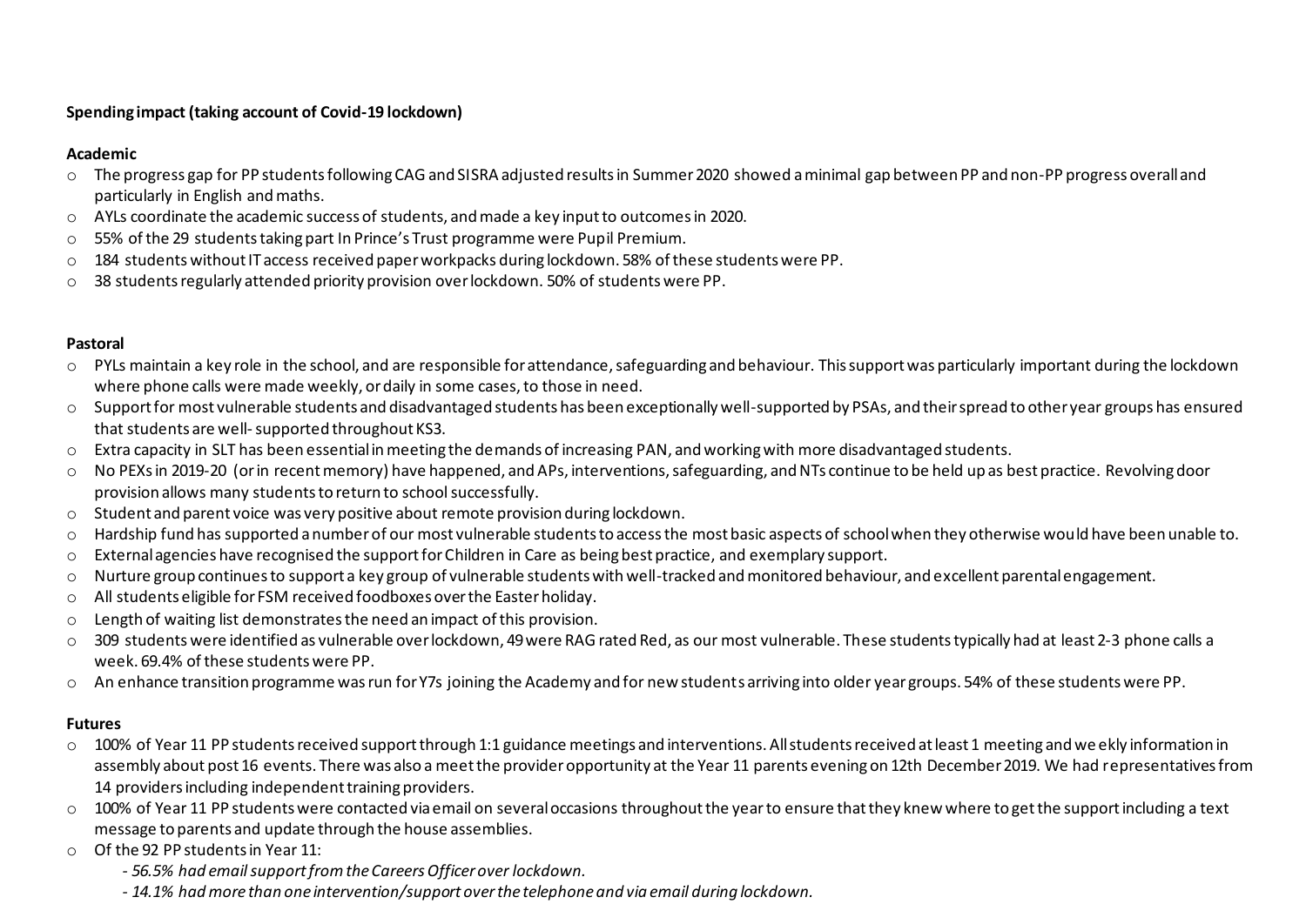**Spending impact (taking account of Covid-19 lockdown)**

**Academic**

- The progress gap for PP students following CAG and SISRA adjusted results in Summer 2020 showed a minimal gap between PP and non-PP progress overall and particularly in English and maths.
- AYLs coordinate the academic success of students, and made a key input to outcomes in 2020.
- 55% of the 29 students taking part In Prince's Trust programme were Pupil Premium.
- 184 students without IT access received paper workpacks during lockdown. 58% of these students were PP.
- 38 students regularly attended priority provision over lockdown. 50% of students were PP.

**Pastoral**

- PYLs maintain a key role in the school, and are responsible for attendance, safeguarding and behaviour. This support was particularly important during the lockdown where phone calls were made weekly, or daily in some cases, to those in need.
- Support for most vulnerable students and disadvantaged students has been exceptionally well-supported by PSAs, and their spread to other year groups has ensured that students are well- supported throughout KS3.
- Extra capacity in SLT has been essential in meeting the demands of increasing PAN, and working with more disadvantaged students.
- No PEXs in 2019-20 (or in recent memory) have happened, and APs, interventions, safeguarding, and NTs continue to be held up as best practice. Revolving door provision allows many students to return to school successfully.
- Student and parent voice was very positive about remote provision during lockdown.
- Hardship fund has supported a number of our most vulnerable students to access the most basic aspects of school when they otherwise would have been unable to.
- External agencies have recognised the support for Children in Care as being best practice, and exemplary support.
- Nurture group continues to support a key group of vulnerable students with well-tracked and monitored behaviour, and excellent parental engagement.
- All students eligible for FSM received foodboxes over the Easter holiday.
- Length of waiting list demonstrates the need an impact of this provision.
- 309 students were identified as vulnerable over lockdown, 49 were RAG rated Red, as our most vulnerable. These students typically had at least 2-3 phone calls a week. 69.4% of these students were PP.
- An enhance transition programme was run for Y7s joining the Academy and for new students arriving into older year groups. 54% of these students were PP.

**Futures**

- 100% of Year 11 PP students received support through 1:1 guidance meetings and interventions. All students received at least 1 meeting and weekly information in assembly about post 16 events. There was also a meet the provider opportunity at the Year 11 parents evening on 12th December 2019. We had representatives from 14 providers including independent training providers.
- 100% of Year 11 PP students were contacted via email on several occasions throughout the year to ensure that they knew where to get the support including a text message to parents and update through the house assemblies.
- Of the 92 PP students in Year 11:
  - *56.5% had email support from the Careers Officer over lockdown.*
  - *14.1% had more than one intervention/support over the telephone and via email during lockdown.*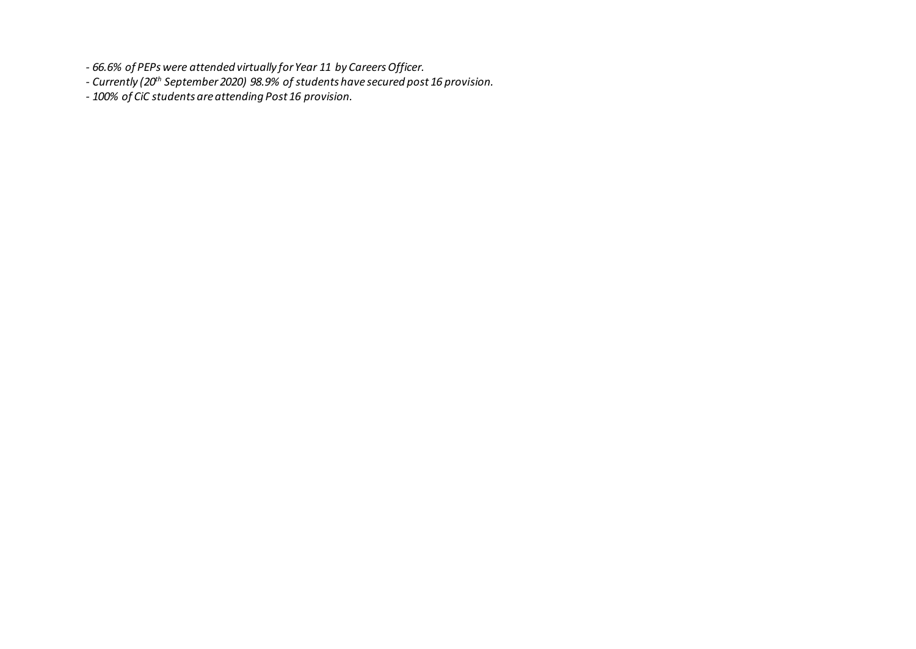- *66.6% of PEPs were attended virtually for Year 11 by Careers Officer.*
- *Currently (20th September 2020) 98.9% of students have secured post 16 provision.*
- *100% of CiC students are attending Post 16 provision.*